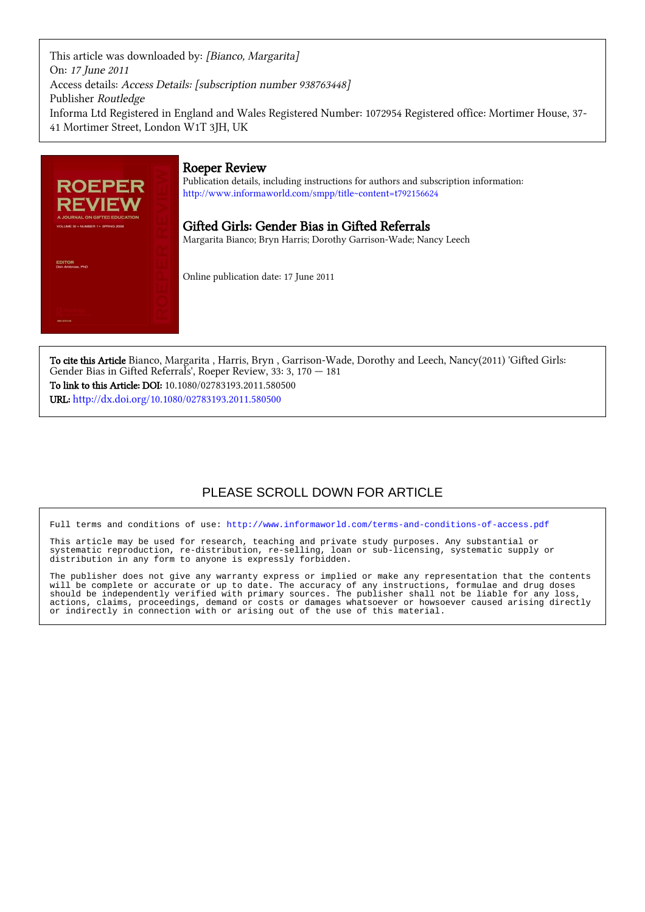This article was downloaded by: *[Bianco, Margarita]*
On: *17 June 2011*
Access details: *Access Details: [subscription number 938763448]*
Publisher *Routledge*
Informa Ltd Registered in England and Wales Registered Number: 1072954 Registered office: Mortimer House, 37-41 Mortimer Street, London W1T 3JH, UK

# Roeper Review

Publication details, including instructions for authors and subscription information:
http://www.informaworld.com/smpp/title~content=t792156624

## Gifted Girls: Gender Bias in Gifted Referrals

Margarita Bianco; Bryn Harris; Dorothy Garrison-Wade; Nancy Leech

Online publication date: 17 June 2011

**To cite this Article** Bianco, Margarita , Harris, Bryn , Garrison-Wade, Dorothy and Leech, Nancy(2011) 'Gifted Girls: Gender Bias in Gifted Referrals', Roeper Review, 33: 3, 170 — 181
**To link to this Article: DOI:** 10.1080/02783193.2011.580500
**URL:** http://dx.doi.org/10.1080/02783193.2011.580500

PLEASE SCROLL DOWN FOR ARTICLE

Full terms and conditions of use: http://www.informaworld.com/terms-and-conditions-of-access.pdf

This article may be used for research, teaching and private study purposes. Any substantial or systematic reproduction, re-distribution, re-selling, loan or sub-licensing, systematic supply or distribution in any form to anyone is expressly forbidden.

The publisher does not give any warranty express or implied or make any representation that the contents will be complete or accurate or up to date. The accuracy of any instructions, formulae and drug doses should be independently verified with primary sources. The publisher shall not be liable for any loss, actions, claims, proceedings, demand or costs or damages whatsoever or howsoever caused arising directly or indirectly in connection with or arising out of the use of this material.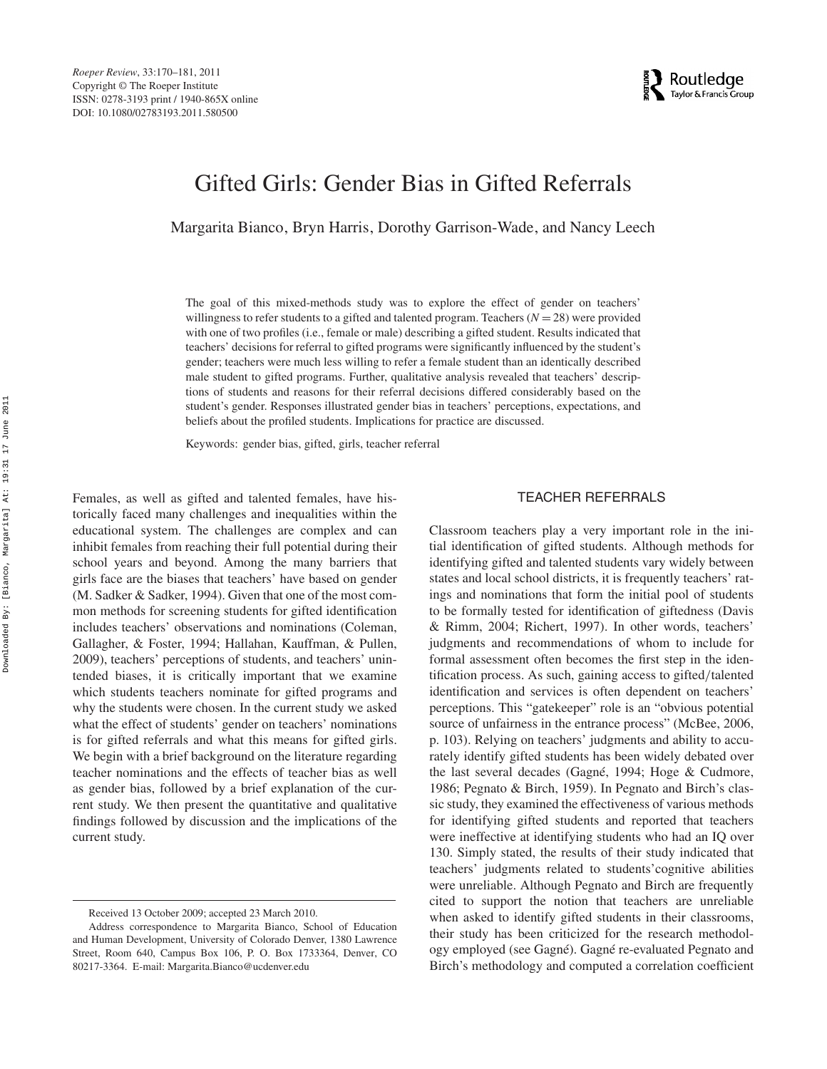# Gifted Girls: Gender Bias in Gifted Referrals

Margarita Bianco, Bryn Harris, Dorothy Garrison-Wade, and Nancy Leech

The goal of this mixed-methods study was to explore the effect of gender on teachers' willingness to refer students to a gifted and talented program. Teachers ($N = 28$) were provided with one of two profiles (i.e., female or male) describing a gifted student. Results indicated that teachers' decisions for referral to gifted programs were significantly influenced by the student's gender; teachers were much less willing to refer a female student than an identically described male student to gifted programs. Further, qualitative analysis revealed that teachers' descriptions of students and reasons for their referral decisions differed considerably based on the student's gender. Responses illustrated gender bias in teachers' perceptions, expectations, and beliefs about the profiled students. Implications for practice are discussed.

Keywords: gender bias, gifted, girls, teacher referral

Females, as well as gifted and talented females, have historically faced many challenges and inequalities within the educational system. The challenges are complex and can inhibit females from reaching their full potential during their school years and beyond. Among the many barriers that girls face are the biases that teachers' have based on gender (M. Sadker & Sadker, 1994). Given that one of the most common methods for screening students for gifted identification includes teachers' observations and nominations (Coleman, Gallagher, & Foster, 1994; Hallahan, Kauffman, & Pullen, 2009), teachers' perceptions of students, and teachers' unintended biases, it is critically important that we examine which students teachers nominate for gifted programs and why the students were chosen. In the current study we asked what the effect of students' gender on teachers' nominations is for gifted referrals and what this means for gifted girls. We begin with a brief background on the literature regarding teacher nominations and the effects of teacher bias as well as gender bias, followed by a brief explanation of the current study. We then present the quantitative and qualitative findings followed by discussion and the implications of the current study.

Received 13 October 2009; accepted 23 March 2010.

Address correspondence to Margarita Bianco, School of Education and Human Development, University of Colorado Denver, 1380 Lawrence Street, Room 640, Campus Box 106, P. O. Box 1733364, Denver, CO 80217-3364. E-mail: Margarita.Bianco@ucdenver.edu

## TEACHER REFERRALS

Classroom teachers play a very important role in the initial identification of gifted students. Although methods for identifying gifted and talented students vary widely between states and local school districts, it is frequently teachers' ratings and nominations that form the initial pool of students to be formally tested for identification of giftedness (Davis & Rimm, 2004; Richert, 1997). In other words, teachers' judgments and recommendations of whom to include for formal assessment often becomes the first step in the identification process. As such, gaining access to gifted/talented identification and services is often dependent on teachers' perceptions. This "gatekeeper" role is an "obvious potential source of unfairness in the entrance process" (McBee, 2006, p. 103). Relying on teachers' judgments and ability to accurately identify gifted students has been widely debated over the last several decades (Gagné, 1994; Hoge & Cudmore, 1986; Pegnato & Birch, 1959). In Pegnato and Birch's classic study, they examined the effectiveness of various methods for identifying gifted students and reported that teachers were ineffective at identifying students who had an IQ over 130. Simply stated, the results of their study indicated that teachers' judgments related to students' cognitive abilities were unreliable. Although Pegnato and Birch are frequently cited to support the notion that teachers are unreliable when asked to identify gifted students in their classrooms, their study has been criticized for the research methodology employed (see Gagné). Gagné re-evaluated Pegnato and Birch's methodology and computed a correlation coefficient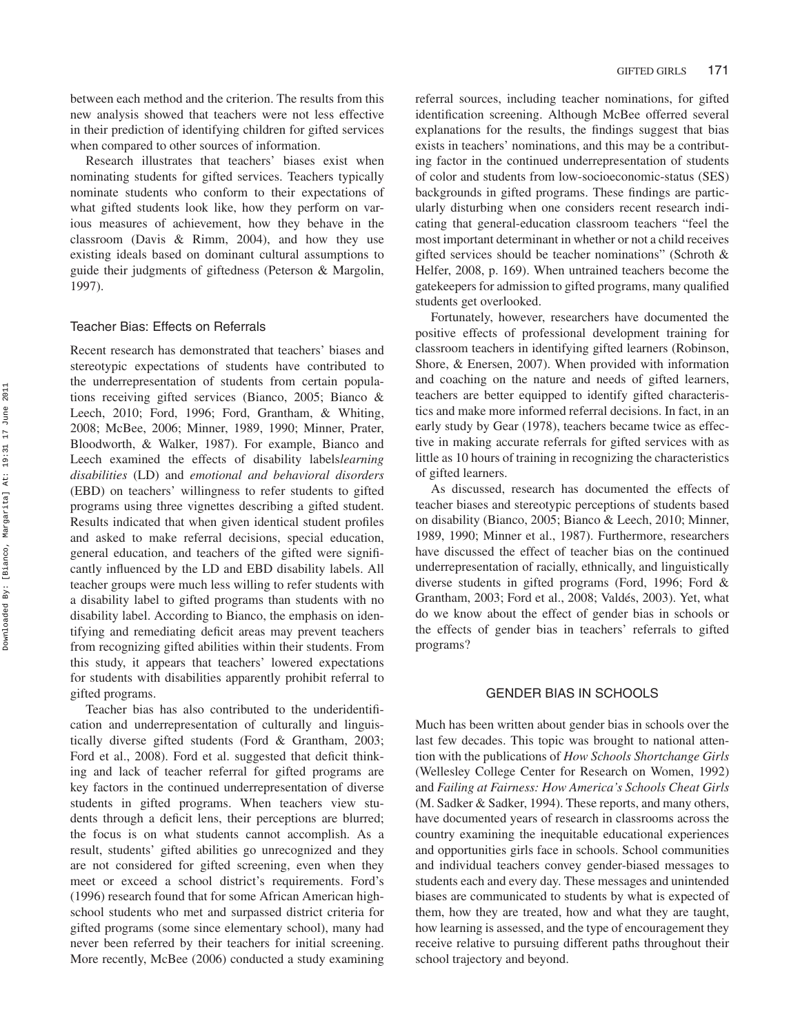between each method and the criterion. The results from this new analysis showed that teachers were not less effective in their prediction of identifying children for gifted services when compared to other sources of information.

Research illustrates that teachers' biases exist when nominating students for gifted services. Teachers typically nominate students who conform to their expectations of what gifted students look like, how they perform on various measures of achievement, how they behave in the classroom (Davis & Rimm, 2004), and how they use existing ideals based on dominant cultural assumptions to guide their judgments of giftedness (Peterson & Margolin, 1997).

### Teacher Bias: Effects on Referrals

Recent research has demonstrated that teachers' biases and stereotypic expectations of students have contributed to the underrepresentation of students from certain populations receiving gifted services (Bianco, 2005; Bianco & Leech, 2010; Ford, 1996; Ford, Grantham, & Whiting, 2008; McBee, 2006; Minner, 1989, 1990; Minner, Prater, Bloodworth, & Walker, 1987). For example, Bianco and Leech examined the effects of disability labels*learning disabilities* (LD) and *emotional and behavioral disorders* (EBD) on teachers' willingness to refer students to gifted programs using three vignettes describing a gifted student. Results indicated that when given identical student profiles and asked to make referral decisions, special education, general education, and teachers of the gifted were significantly influenced by the LD and EBD disability labels. All teacher groups were much less willing to refer students with a disability label to gifted programs than students with no disability label. According to Bianco, the emphasis on identifying and remediating deficit areas may prevent teachers from recognizing gifted abilities within their students. From this study, it appears that teachers' lowered expectations for students with disabilities apparently prohibit referral to gifted programs.

Teacher bias has also contributed to the underidentification and underrepresentation of culturally and linguistically diverse gifted students (Ford & Grantham, 2003; Ford et al., 2008). Ford et al. suggested that deficit thinking and lack of teacher referral for gifted programs are key factors in the continued underrepresentation of diverse students in gifted programs. When teachers view students through a deficit lens, their perceptions are blurred; the focus is on what students cannot accomplish. As a result, students' gifted abilities go unrecognized and they are not considered for gifted screening, even when they meet or exceed a school district's requirements. Ford's (1996) research found that for some African American high-school students who met and surpassed district criteria for gifted programs (some since elementary school), many had never been referred by their teachers for initial screening. More recently, McBee (2006) conducted a study examining referral sources, including teacher nominations, for gifted identification screening. Although McBee offerred several explanations for the results, the findings suggest that bias exists in teachers' nominations, and this may be a contributing factor in the continued underrepresentation of students of color and students from low-socioeconomic-status (SES) backgrounds in gifted programs. These findings are particularly disturbing when one considers recent research indicating that general-education classroom teachers "feel the most important determinant in whether or not a child receives gifted services should be teacher nominations" (Schroth & Helfer, 2008, p. 169). When untrained teachers become the gatekeepers for admission to gifted programs, many qualified students get overlooked.

Fortunately, however, researchers have documented the positive effects of professional development training for classroom teachers in identifying gifted learners (Robinson, Shore, & Enersen, 2007). When provided with information and coaching on the nature and needs of gifted learners, teachers are better equipped to identify gifted characteristics and make more informed referral decisions. In fact, in an early study by Gear (1978), teachers became twice as effective in making accurate referrals for gifted services with as little as 10 hours of training in recognizing the characteristics of gifted learners.

As discussed, research has documented the effects of teacher biases and stereotypic perceptions of students based on disability (Bianco, 2005; Bianco & Leech, 2010; Minner, 1989, 1990; Minner et al., 1987). Furthermore, researchers have discussed the effect of teacher bias on the continued underrepresentation of racially, ethnically, and linguistically diverse students in gifted programs (Ford, 1996; Ford & Grantham, 2003; Ford et al., 2008; Valdés, 2003). Yet, what do we know about the effect of gender bias in schools or the effects of gender bias in teachers' referrals to gifted programs?

## GENDER BIAS IN SCHOOLS

Much has been written about gender bias in schools over the last few decades. This topic was brought to national attention with the publications of *How Schools Shortchange Girls* (Wellesley College Center for Research on Women, 1992) and *Failing at Fairness: How America's Schools Cheat Girls* (M. Sadker & Sadker, 1994). These reports, and many others, have documented years of research in classrooms across the country examining the inequitable educational experiences and opportunities girls face in schools. School communities and individual teachers convey gender-biased messages to students each and every day. These messages and unintended biases are communicated to students by what is expected of them, how they are treated, how and what they are taught, how learning is assessed, and the type of encouragement they receive relative to pursuing different paths throughout their school trajectory and beyond.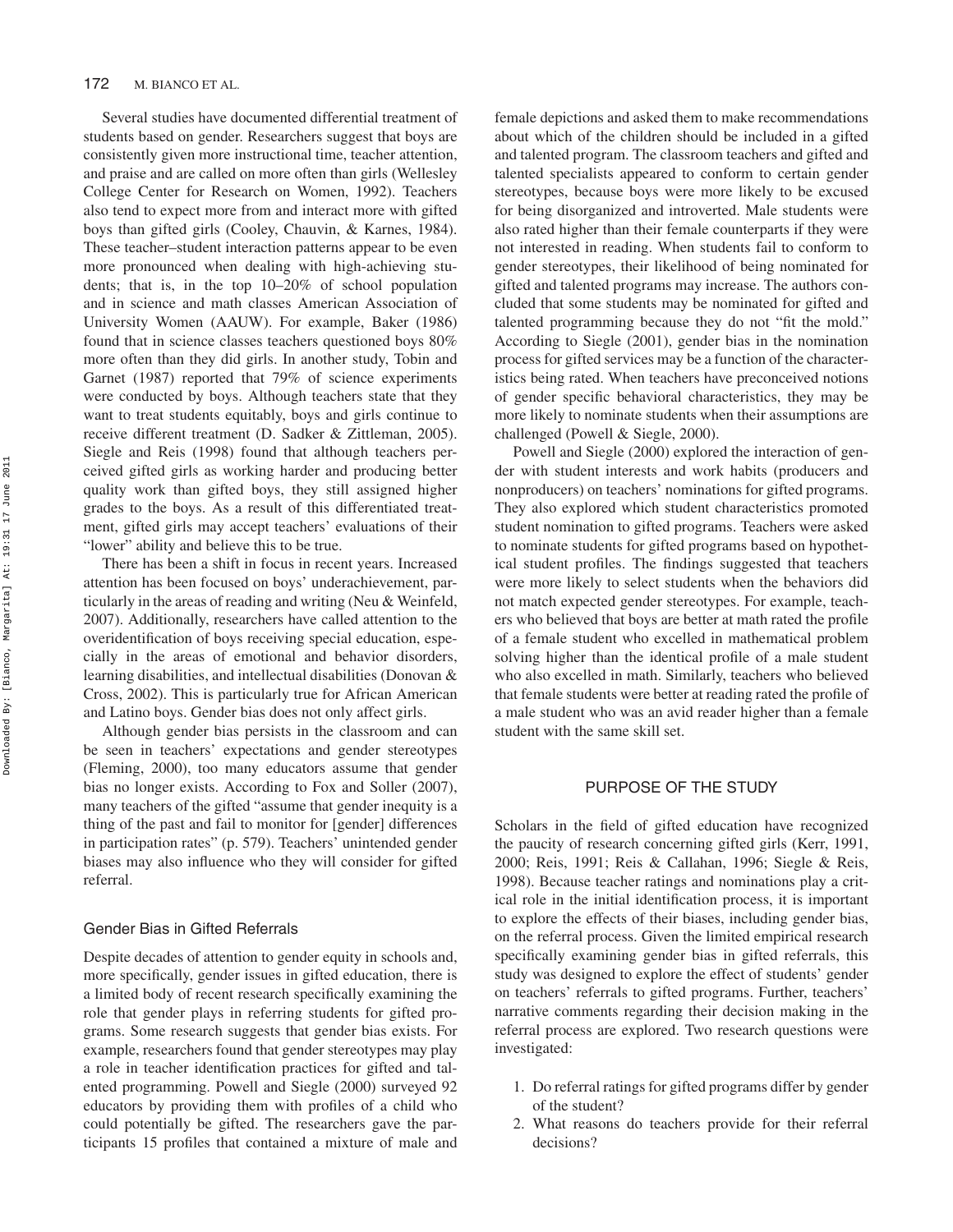Several studies have documented differential treatment of students based on gender. Researchers suggest that boys are consistently given more instructional time, teacher attention, and praise and are called on more often than girls (Wellesley College Center for Research on Women, 1992). Teachers also tend to expect more from and interact more with gifted boys than gifted girls (Cooley, Chauvin, & Karnes, 1984). These teacher–student interaction patterns appear to be even more pronounced when dealing with high-achieving students; that is, in the top 10–20% of school population and in science and math classes American Association of University Women (AAUW). For example, Baker (1986) found that in science classes teachers questioned boys 80% more often than they did girls. In another study, Tobin and Garnet (1987) reported that 79% of science experiments were conducted by boys. Although teachers state that they want to treat students equitably, boys and girls continue to receive different treatment (D. Sadker & Zittleman, 2005). Siegle and Reis (1998) found that although teachers perceived gifted girls as working harder and producing better quality work than gifted boys, they still assigned higher grades to the boys. As a result of this differentiated treatment, gifted girls may accept teachers' evaluations of their "lower" ability and believe this to be true.

There has been a shift in focus in recent years. Increased attention has been focused on boys' underachievement, particularly in the areas of reading and writing (Neu & Weinfeld, 2007). Additionally, researchers have called attention to the overidentification of boys receiving special education, especially in the areas of emotional and behavior disorders, learning disabilities, and intellectual disabilities (Donovan & Cross, 2002). This is particularly true for African American and Latino boys. Gender bias does not only affect girls.

Although gender bias persists in the classroom and can be seen in teachers' expectations and gender stereotypes (Fleming, 2000), too many educators assume that gender bias no longer exists. According to Fox and Soller (2007), many teachers of the gifted "assume that gender inequity is a thing of the past and fail to monitor for [gender] differences in participation rates" (p. 579). Teachers' unintended gender biases may also influence who they will consider for gifted referral.

### Gender Bias in Gifted Referrals

Despite decades of attention to gender equity in schools and, more specifically, gender issues in gifted education, there is a limited body of recent research specifically examining the role that gender plays in referring students for gifted programs. Some research suggests that gender bias exists. For example, researchers found that gender stereotypes may play a role in teacher identification practices for gifted and talented programming. Powell and Siegle (2000) surveyed 92 educators by providing them with profiles of a child who could potentially be gifted. The researchers gave the participants 15 profiles that contained a mixture of male and female depictions and asked them to make recommendations about which of the children should be included in a gifted and talented program. The classroom teachers and gifted and talented specialists appeared to conform to certain gender stereotypes, because boys were more likely to be excused for being disorganized and introverted. Male students were also rated higher than their female counterparts if they were not interested in reading. When students fail to conform to gender stereotypes, their likelihood of being nominated for gifted and talented programs may increase. The authors concluded that some students may be nominated for gifted and talented programming because they do not "fit the mold." According to Siegle (2001), gender bias in the nomination process for gifted services may be a function of the characteristics being rated. When teachers have preconceived notions of gender specific behavioral characteristics, they may be more likely to nominate students when their assumptions are challenged (Powell & Siegle, 2000).

Powell and Siegle (2000) explored the interaction of gender with student interests and work habits (producers and nonproducers) on teachers' nominations for gifted programs. They also explored which student characteristics promoted student nomination to gifted programs. Teachers were asked to nominate students for gifted programs based on hypothetical student profiles. The findings suggested that teachers were more likely to select students when the behaviors did not match expected gender stereotypes. For example, teachers who believed that boys are better at math rated the profile of a female student who excelled in mathematical problem solving higher than the identical profile of a male student who also excelled in math. Similarly, teachers who believed that female students were better at reading rated the profile of a male student who was an avid reader higher than a female student with the same skill set.

## PURPOSE OF THE STUDY

Scholars in the field of gifted education have recognized the paucity of research concerning gifted girls (Kerr, 1991, 2000; Reis, 1991; Reis & Callahan, 1996; Siegle & Reis, 1998). Because teacher ratings and nominations play a critical role in the initial identification process, it is important to explore the effects of their biases, including gender bias, on the referral process. Given the limited empirical research specifically examining gender bias in gifted referrals, this study was designed to explore the effect of students' gender on teachers' referrals to gifted programs. Further, teachers' narrative comments regarding their decision making in the referral process are explored. Two research questions were investigated:

1. Do referral ratings for gifted programs differ by gender of the student?
2. What reasons do teachers provide for their referral decisions?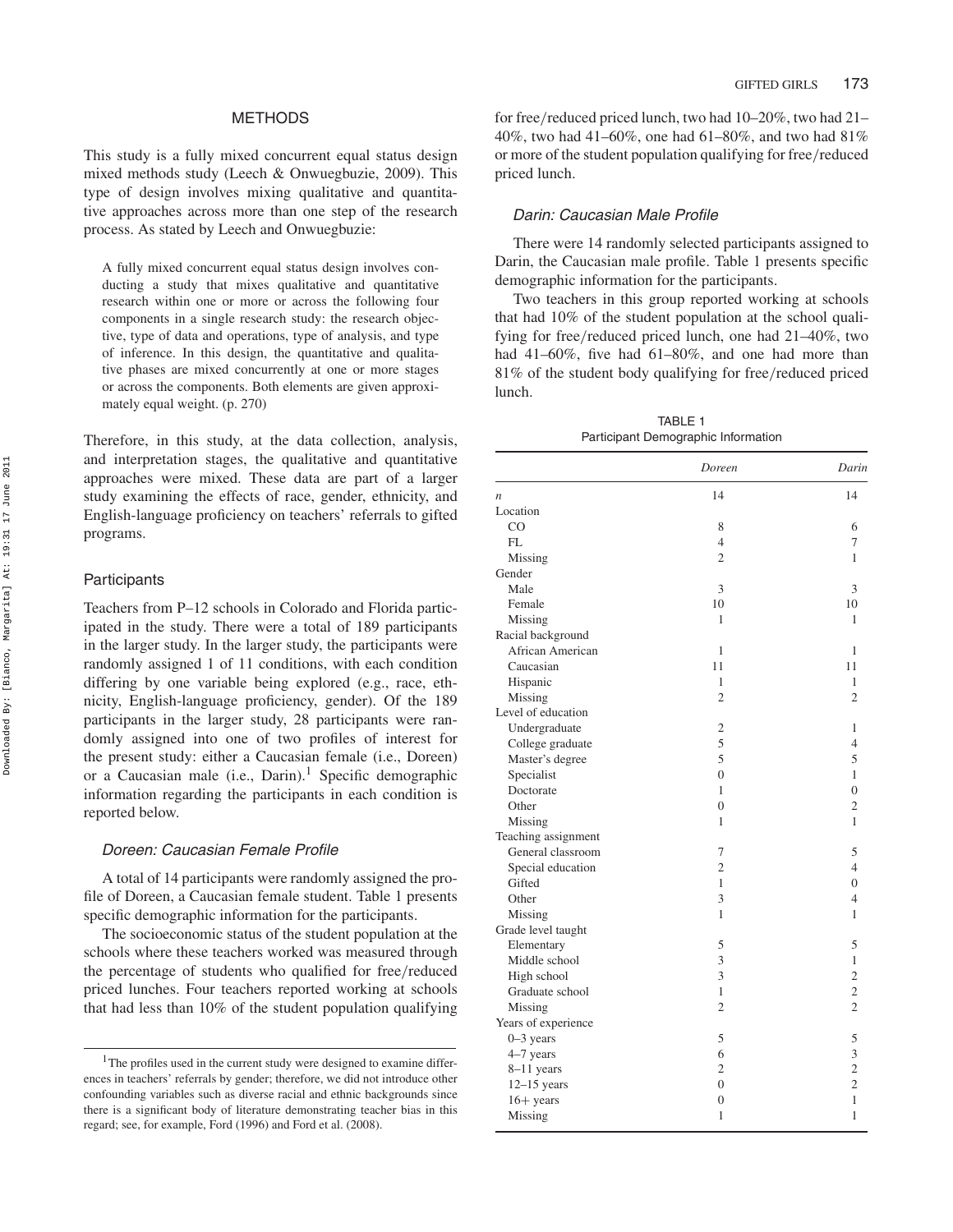## METHODS

This study is a fully mixed concurrent equal status design mixed methods study (Leech & Onwuegbuzie, 2009). This type of design involves mixing qualitative and quantitative approaches across more than one step of the research process. As stated by Leech and Onwuegbuzie:

> A fully mixed concurrent equal status design involves conducting a study that mixes qualitative and quantitative research within one or more or across the following four components in a single research study: the research objective, type of data and operations, type of analysis, and type of inference. In this design, the quantitative and qualitative phases are mixed concurrently at one or more stages or across the components. Both elements are given approximately equal weight. (p. 270)

Therefore, in this study, at the data collection, analysis, and interpretation stages, the qualitative and quantitative approaches were mixed. These data are part of a larger study examining the effects of race, gender, ethnicity, and English-language proficiency on teachers' referrals to gifted programs.

### Participants

Teachers from P–12 schools in Colorado and Florida participated in the study. There were a total of 189 participants in the larger study. In the larger study, the participants were randomly assigned 1 of 11 conditions, with each condition differing by one variable being explored (e.g., race, ethnicity, English-language proficiency, gender). Of the 189 participants in the larger study, 28 participants were randomly assigned into one of two profiles of interest for the present study: either a Caucasian female (i.e., Doreen) or a Caucasian male (i.e., Darin).[1] Specific demographic information regarding the participants in each condition is reported below.

#### *Doreen: Caucasian Female Profile*

A total of 14 participants were randomly assigned the profile of Doreen, a Caucasian female student. Table 1 presents specific demographic information for the participants.

The socioeconomic status of the student population at the schools where these teachers worked was measured through the percentage of students who qualified for free/reduced priced lunches. Four teachers reported working at schools that had less than 10% of the student population qualifying for free/reduced priced lunch, two had 10–20%, two had 21–40%, two had 41–60%, one had 61–80%, and two had 81% or more of the student population qualifying for free/reduced priced lunch.

#### *Darin: Caucasian Male Profile*

There were 14 randomly selected participants assigned to Darin, the Caucasian male profile. Table 1 presents specific demographic information for the participants.

Two teachers in this group reported working at schools that had 10% of the student population at the school qualifying for free/reduced priced lunch, one had 21–40%, two had 41–60%, five had 61–80%, and one had more than 81% of the student body qualifying for free/reduced priced lunch.

TABLE 1
Participant Demographic Information

| | *Doreen* | *Darin* |
|---|---|---|
| *n* | 14 | 14 |
| Location | | |
| CO | 8 | 6 |
| FL | 4 | 7 |
| Missing | 2 | 1 |
| Gender | | |
| Male | 3 | 3 |
| Female | 10 | 10 |
| Missing | 1 | 1 |
| Racial background | | |
| African American | 1 | 1 |
| Caucasian | 11 | 11 |
| Hispanic | 1 | 1 |
| Missing | 2 | 2 |
| Level of education | | |
| Undergraduate | 2 | 1 |
| College graduate | 5 | 4 |
| Master's degree | 5 | 5 |
| Specialist | 0 | 1 |
| Doctorate | 1 | 0 |
| Other | 0 | 2 |
| Missing | 1 | 1 |
| Teaching assignment | | |
| General classroom | 7 | 5 |
| Special education | 2 | 4 |
| Gifted | 1 | 0 |
| Other | 3 | 4 |
| Missing | 1 | 1 |
| Grade level taught | | |
| Elementary | 5 | 5 |
| Middle school | 3 | 1 |
| High school | 3 | 2 |
| Graduate school | 1 | 2 |
| Missing | 2 | 2 |
| Years of experience | | |
| 0–3 years | 5 | 5 |
| 4–7 years | 6 | 3 |
| 8–11 years | 2 | 2 |
| 12–15 years | 0 | 2 |
| 16+ years | 0 | 1 |
| Missing | 1 | 1 |

[1] The profiles used in the current study were designed to examine differences in teachers' referrals by gender; therefore, we did not introduce other confounding variables such as diverse racial and ethnic backgrounds since there is a significant body of literature demonstrating teacher bias in this regard; see, for example, Ford (1996) and Ford et al. (2008).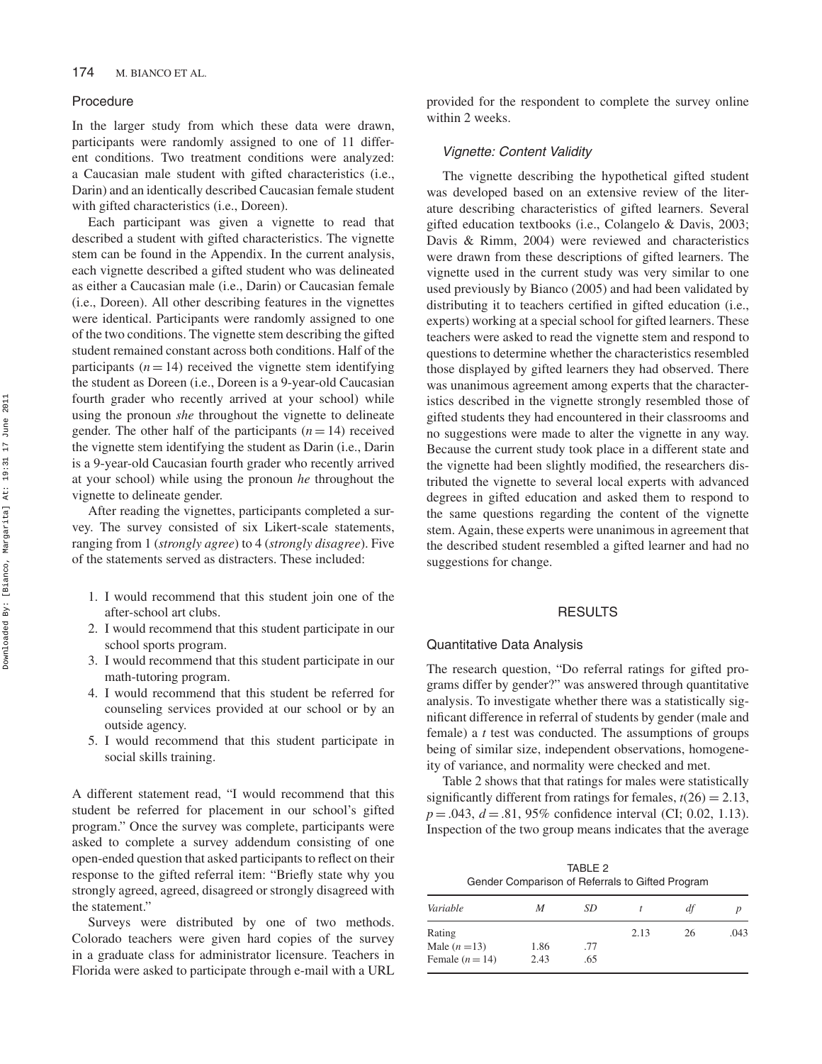## Procedure

In the larger study from which these data were drawn, participants were randomly assigned to one of 11 different conditions. Two treatment conditions were analyzed: a Caucasian male student with gifted characteristics (i.e., Darin) and an identically described Caucasian female student with gifted characteristics (i.e., Doreen).

Each participant was given a vignette to read that described a student with gifted characteristics. The vignette stem can be found in the Appendix. In the current analysis, each vignette described a gifted student who was delineated as either a Caucasian male (i.e., Darin) or Caucasian female (i.e., Doreen). All other describing features in the vignettes were identical. Participants were randomly assigned to one of the two conditions. The vignette stem describing the gifted student remained constant across both conditions. Half of the participants ($n = 14$) received the vignette stem identifying the student as Doreen (i.e., Doreen is a 9-year-old Caucasian fourth grader who recently arrived at your school) while using the pronoun *she* throughout the vignette to delineate gender. The other half of the participants ($n = 14$) received the vignette stem identifying the student as Darin (i.e., Darin is a 9-year-old Caucasian fourth grader who recently arrived at your school) while using the pronoun *he* throughout the vignette to delineate gender.

After reading the vignettes, participants completed a survey. The survey consisted of six Likert-scale statements, ranging from 1 (*strongly agree*) to 4 (*strongly disagree*). Five of the statements served as distracters. These included:

1. I would recommend that this student join one of the after-school art clubs.
2. I would recommend that this student participate in our school sports program.
3. I would recommend that this student participate in our math-tutoring program.
4. I would recommend that this student be referred for counseling services provided at our school or by an outside agency.
5. I would recommend that this student participate in social skills training.

A different statement read, "I would recommend that this student be referred for placement in our school's gifted program." Once the survey was complete, participants were asked to complete a survey addendum consisting of one open-ended question that asked participants to reflect on their response to the gifted referral item: "Briefly state why you strongly agreed, agreed, disagreed or strongly disagreed with the statement."

Surveys were distributed by one of two methods. Colorado teachers were given hard copies of the survey in a graduate class for administrator licensure. Teachers in Florida were asked to participate through e-mail with a URL provided for the respondent to complete the survey online within 2 weeks.

### *Vignette: Content Validity*

The vignette describing the hypothetical gifted student was developed based on an extensive review of the literature describing characteristics of gifted learners. Several gifted education textbooks (i.e., Colangelo & Davis, 2003; Davis & Rimm, 2004) were reviewed and characteristics were drawn from these descriptions of gifted learners. The vignette used in the current study was very similar to one used previously by Bianco (2005) and had been validated by distributing it to teachers certified in gifted education (i.e., experts) working at a special school for gifted learners. These teachers were asked to read the vignette stem and respond to questions to determine whether the characteristics resembled those displayed by gifted learners they had observed. There was unanimous agreement among experts that the characteristics described in the vignette strongly resembled those of gifted students they had encountered in their classrooms and no suggestions were made to alter the vignette in any way. Because the current study took place in a different state and the vignette had been slightly modified, the researchers distributed the vignette to several local experts with advanced degrees in gifted education and asked them to respond to the same questions regarding the content of the vignette stem. Again, these experts were unanimous in agreement that the described student resembled a gifted learner and had no suggestions for change.

# RESULTS

## Quantitative Data Analysis

The research question, "Do referral ratings for gifted programs differ by gender?" was answered through quantitative analysis. To investigate whether there was a statistically significant difference in referral of students by gender (male and female) a *t* test was conducted. The assumptions of groups being of similar size, independent observations, homogeneity of variance, and normality were checked and met.

Table 2 shows that that ratings for males were statistically significantly different from ratings for females, $t(26) = 2.13$, $p = .043$, $d = .81$, 95% confidence interval (CI; 0.02, 1.13). Inspection of the two group means indicates that the average

TABLE 2
Gender Comparison of Referrals to Gifted Program

| *Variable* | *M* | *SD* | *t* | *df* | *p* |
|---|---|---|---|---|---|
| Rating | | | 2.13 | 26 | .043 |
| Male ($n = 13$) | 1.86 | .77 | | | |
| Female ($n = 14$) | 2.43 | .65 | | | |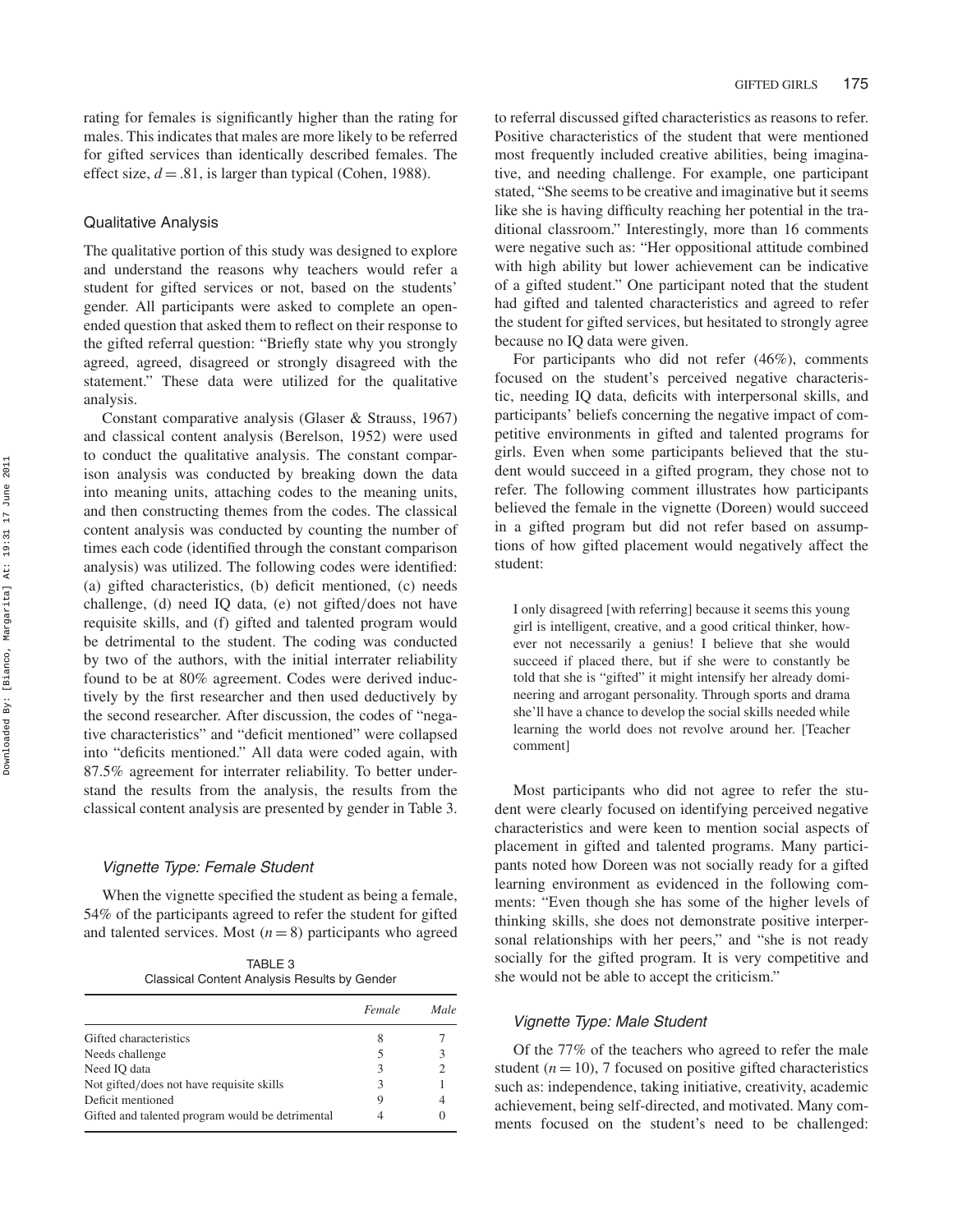rating for females is significantly higher than the rating for males. This indicates that males are more likely to be referred for gifted services than identically described females. The effect size, $d = .81$, is larger than typical (Cohen, 1988).

### Qualitative Analysis

The qualitative portion of this study was designed to explore and understand the reasons why teachers would refer a student for gifted services or not, based on the students' gender. All participants were asked to complete an open-ended question that asked them to reflect on their response to the gifted referral question: "Briefly state why you strongly agreed, agreed, disagreed or strongly disagreed with the statement." These data were utilized for the qualitative analysis.

Constant comparative analysis (Glaser & Strauss, 1967) and classical content analysis (Berelson, 1952) were used to conduct the qualitative analysis. The constant comparison analysis was conducted by breaking down the data into meaning units, attaching codes to the meaning units, and then constructing themes from the codes. The classical content analysis was conducted by counting the number of times each code (identified through the constant comparison analysis) was utilized. The following codes were identified: (a) gifted characteristics, (b) deficit mentioned, (c) needs challenge, (d) need IQ data, (e) not gifted/does not have requisite skills, and (f) gifted and talented program would be detrimental to the student. The coding was conducted by two of the authors, with the initial interrater reliability found to be at 80% agreement. Codes were derived inductively by the first researcher and then used deductively by the second researcher. After discussion, the codes of "negative characteristics" and "deficit mentioned" were collapsed into "deficits mentioned." All data were coded again, with 87.5% agreement for interrater reliability. To better understand the results from the analysis, the results from the classical content analysis are presented by gender in Table 3.

#### *Vignette Type: Female Student*

When the vignette specified the student as being a female, 54% of the participants agreed to refer the student for gifted and talented services. Most ($n = 8$) participants who agreed to referral discussed gifted characteristics as reasons to refer. Positive characteristics of the student that were mentioned most frequently included creative abilities, being imaginative, and needing challenge. For example, one participant stated, "She seems to be creative and imaginative but it seems like she is having difficulty reaching her potential in the traditional classroom." Interestingly, more than 16 comments were negative such as: "Her oppositional attitude combined with high ability but lower achievement can be indicative of a gifted student." One participant noted that the student had gifted and talented characteristics and agreed to refer the student for gifted services, but hesitated to strongly agree because no IQ data were given.

TABLE 3
Classical Content Analysis Results by Gender

| | *Female* | *Male* |
|---|---|---|
| Gifted characteristics | 8 | 7 |
| Needs challenge | 5 | 3 |
| Need IQ data | 3 | 2 |
| Not gifted/does not have requisite skills | 3 | 1 |
| Deficit mentioned | 9 | 4 |
| Gifted and talented program would be detrimental | 4 | 0 |

For participants who did not refer (46%), comments focused on the student's perceived negative characteristic, needing IQ data, deficits with interpersonal skills, and participants' beliefs concerning the negative impact of competitive environments in gifted and talented programs for girls. Even when some participants believed that the student would succeed in a gifted program, they chose not to refer. The following comment illustrates how participants believed the female in the vignette (Doreen) would succeed in a gifted program but did not refer based on assumptions of how gifted placement would negatively affect the student:

> I only disagreed [with referring] because it seems this young girl is intelligent, creative, and a good critical thinker, however not necessarily a genius! I believe that she would succeed if placed there, but if she were to constantly be told that she is "gifted" it might intensify her already domineering and arrogant personality. Through sports and drama she'll have a chance to develop the social skills needed while learning the world does not revolve around her. [Teacher comment]

Most participants who did not agree to refer the student were clearly focused on identifying perceived negative characteristics and were keen to mention social aspects of placement in gifted and talented programs. Many participants noted how Doreen was not socially ready for a gifted learning environment as evidenced in the following comments: "Even though she has some of the higher levels of thinking skills, she does not demonstrate positive interpersonal relationships with her peers," and "she is not ready socially for the gifted program. It is very competitive and she would not be able to accept the criticism."

#### *Vignette Type: Male Student*

Of the 77% of the teachers who agreed to refer the male student ($n = 10$), 7 focused on positive gifted characteristics such as: independence, taking initiative, creativity, academic achievement, being self-directed, and motivated. Many comments focused on the student's need to be challenged: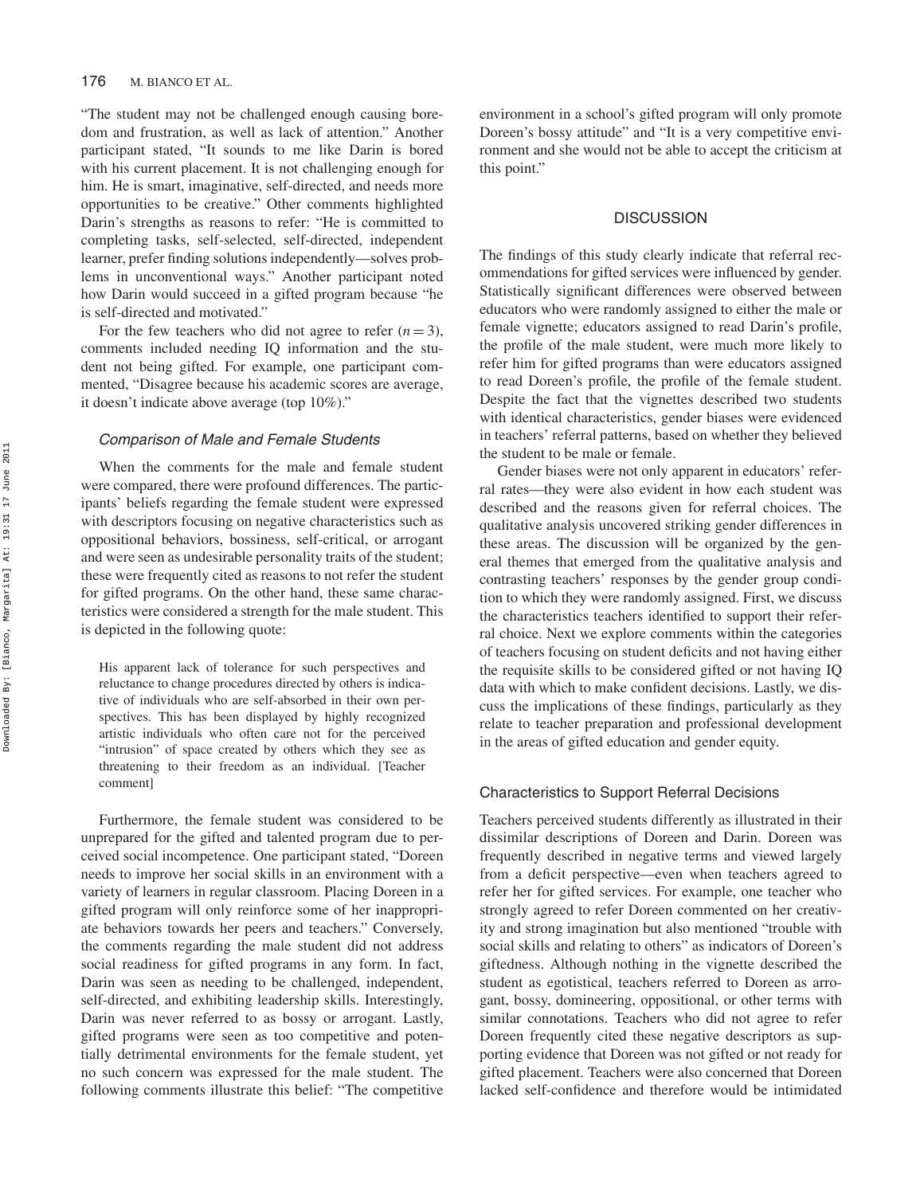"The student may not be challenged enough causing boredom and frustration, as well as lack of attention." Another participant stated, "It sounds to me like Darin is bored with his current placement. It is not challenging enough for him. He is smart, imaginative, self-directed, and needs more opportunities to be creative." Other comments highlighted Darin's strengths as reasons to refer: "He is committed to completing tasks, self-selected, self-directed, independent learner, prefer finding solutions independently—solves problems in unconventional ways." Another participant noted how Darin would succeed in a gifted program because "he is self-directed and motivated."

For the few teachers who did not agree to refer ($n = 3$), comments included needing IQ information and the student not being gifted. For example, one participant commented, "Disagree because his academic scores are average, it doesn't indicate above average (top 10%)."

### *Comparison of Male and Female Students*

When the comments for the male and female student were compared, there were profound differences. The participants' beliefs regarding the female student were expressed with descriptors focusing on negative characteristics such as oppositional behaviors, bossiness, self-critical, or arrogant and were seen as undesirable personality traits of the student; these were frequently cited as reasons to not refer the student for gifted programs. On the other hand, these same characteristics were considered a strength for the male student. This is depicted in the following quote:

> His apparent lack of tolerance for such perspectives and reluctance to change procedures directed by others is indicative of individuals who are self-absorbed in their own perspectives. This has been displayed by highly recognized artistic individuals who often care not for the perceived "intrusion" of space created by others which they see as threatening to their freedom as an individual. [Teacher comment]

Furthermore, the female student was considered to be unprepared for the gifted and talented program due to perceived social incompetence. One participant stated, "Doreen needs to improve her social skills in an environment with a variety of learners in regular classroom. Placing Doreen in a gifted program will only reinforce some of her inappropriate behaviors towards her peers and teachers." Conversely, the comments regarding the male student did not address social readiness for gifted programs in any form. In fact, Darin was seen as needing to be challenged, independent, self-directed, and exhibiting leadership skills. Interestingly, Darin was never referred to as bossy or arrogant. Lastly, gifted programs were seen as too competitive and potentially detrimental environments for the female student, yet no such concern was expressed for the male student. The following comments illustrate this belief: "The competitive environment in a school's gifted program will only promote Doreen's bossy attitude" and "It is a very competitive environment and she would not be able to accept the criticism at this point."

## DISCUSSION

The findings of this study clearly indicate that referral recommendations for gifted services were influenced by gender. Statistically significant differences were observed between educators who were randomly assigned to either the male or female vignette; educators assigned to read Darin's profile, the profile of the male student, were much more likely to refer him for gifted programs than were educators assigned to read Doreen's profile, the profile of the female student. Despite the fact that the vignettes described two students with identical characteristics, gender biases were evidenced in teachers' referral patterns, based on whether they believed the student to be male or female.

Gender biases were not only apparent in educators' referral rates—they were also evident in how each student was described and the reasons given for referral choices. The qualitative analysis uncovered striking gender differences in these areas. The discussion will be organized by the general themes that emerged from the qualitative analysis and contrasting teachers' responses by the gender group condition to which they were randomly assigned. First, we discuss the characteristics teachers identified to support their referral choice. Next we explore comments within the categories of teachers focusing on student deficits and not having either the requisite skills to be considered gifted or not having IQ data with which to make confident decisions. Lastly, we discuss the implications of these findings, particularly as they relate to teacher preparation and professional development in the areas of gifted education and gender equity.

### Characteristics to Support Referral Decisions

Teachers perceived students differently as illustrated in their dissimilar descriptions of Doreen and Darin. Doreen was frequently described in negative terms and viewed largely from a deficit perspective—even when teachers agreed to refer her for gifted services. For example, one teacher who strongly agreed to refer Doreen commented on her creativity and strong imagination but also mentioned "trouble with social skills and relating to others" as indicators of Doreen's giftedness. Although nothing in the vignette described the student as egotistical, teachers referred to Doreen as arrogant, bossy, domineering, oppositional, or other terms with similar connotations. Teachers who did not agree to refer Doreen frequently cited these negative descriptors as supporting evidence that Doreen was not gifted or not ready for gifted placement. Teachers were also concerned that Doreen lacked self-confidence and therefore would be intimidated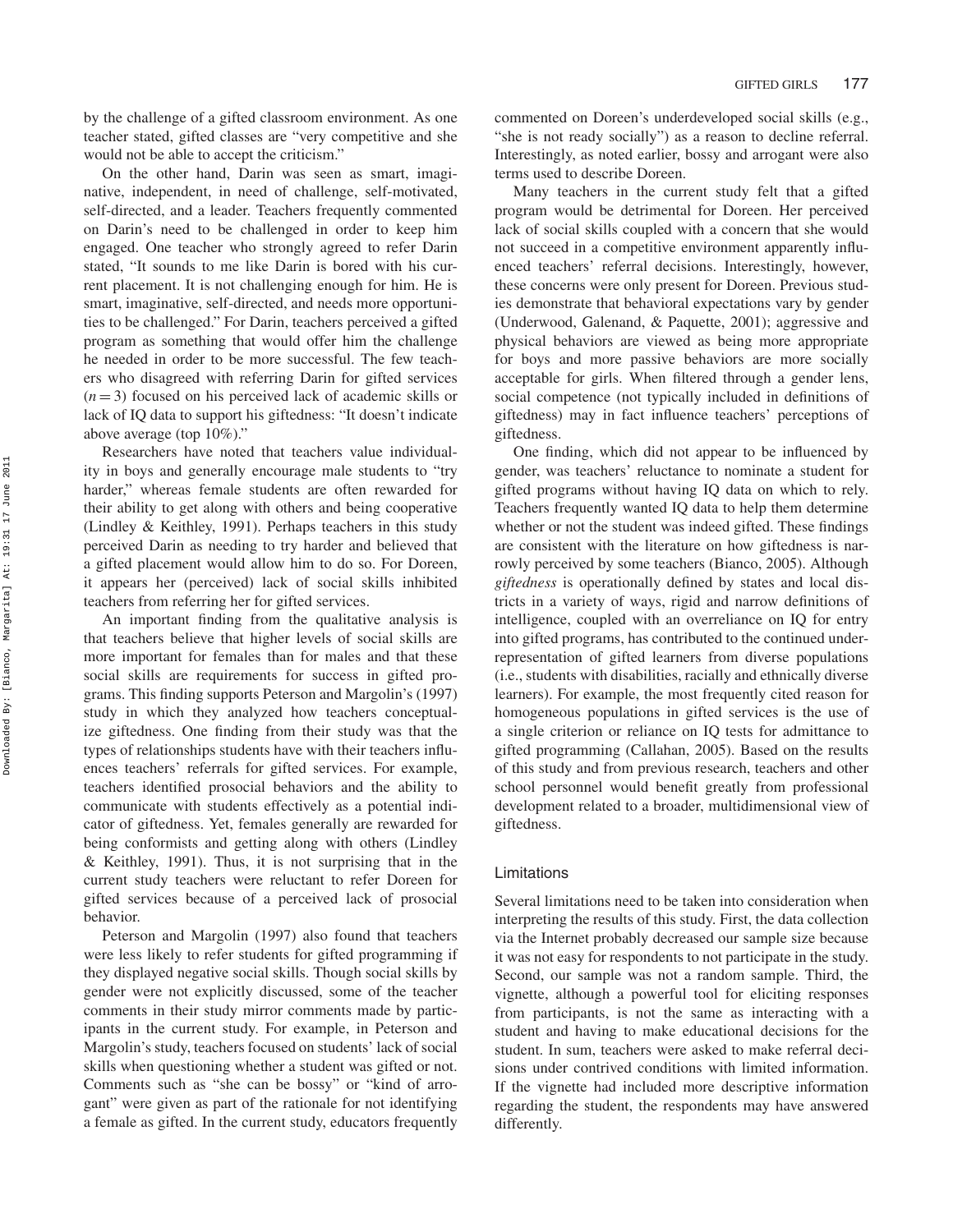by the challenge of a gifted classroom environment. As one teacher stated, gifted classes are "very competitive and she would not be able to accept the criticism."

On the other hand, Darin was seen as smart, imaginative, independent, in need of challenge, self-motivated, self-directed, and a leader. Teachers frequently commented on Darin's need to be challenged in order to keep him engaged. One teacher who strongly agreed to refer Darin stated, "It sounds to me like Darin is bored with his current placement. It is not challenging enough for him. He is smart, imaginative, self-directed, and needs more opportunities to be challenged." For Darin, teachers perceived a gifted program as something that would offer him the challenge he needed in order to be more successful. The few teachers who disagreed with referring Darin for gifted services ($n = 3$) focused on his perceived lack of academic skills or lack of IQ data to support his giftedness: "It doesn't indicate above average (top 10%)."

Researchers have noted that teachers value individuality in boys and generally encourage male students to "try harder," whereas female students are often rewarded for their ability to get along with others and being cooperative (Lindley & Keithley, 1991). Perhaps teachers in this study perceived Darin as needing to try harder and believed that a gifted placement would allow him to do so. For Doreen, it appears her (perceived) lack of social skills inhibited teachers from referring her for gifted services.

An important finding from the qualitative analysis is that teachers believe that higher levels of social skills are more important for females than for males and that these social skills are requirements for success in gifted programs. This finding supports Peterson and Margolin's (1997) study in which they analyzed how teachers conceptualize giftedness. One finding from their study was that the types of relationships students have with their teachers influences teachers' referrals for gifted services. For example, teachers identified prosocial behaviors and the ability to communicate with students effectively as a potential indicator of giftedness. Yet, females generally are rewarded for being conformists and getting along with others (Lindley & Keithley, 1991). Thus, it is not surprising that in the current study teachers were reluctant to refer Doreen for gifted services because of a perceived lack of prosocial behavior.

Peterson and Margolin (1997) also found that teachers were less likely to refer students for gifted programming if they displayed negative social skills. Though social skills by gender were not explicitly discussed, some of the teacher comments in their study mirror comments made by participants in the current study. For example, in Peterson and Margolin's study, teachers focused on students' lack of social skills when questioning whether a student was gifted or not. Comments such as "she can be bossy" or "kind of arrogant" were given as part of the rationale for not identifying a female as gifted. In the current study, educators frequently commented on Doreen's underdeveloped social skills (e.g., "she is not ready socially") as a reason to decline referral. Interestingly, as noted earlier, bossy and arrogant were also terms used to describe Doreen.

Many teachers in the current study felt that a gifted program would be detrimental for Doreen. Her perceived lack of social skills coupled with a concern that she would not succeed in a competitive environment apparently influenced teachers' referral decisions. Interestingly, however, these concerns were only present for Doreen. Previous studies demonstrate that behavioral expectations vary by gender (Underwood, Galenand, & Paquette, 2001); aggressive and physical behaviors are viewed as being more appropriate for boys and more passive behaviors are more socially acceptable for girls. When filtered through a gender lens, social competence (not typically included in definitions of giftedness) may in fact influence teachers' perceptions of giftedness.

One finding, which did not appear to be influenced by gender, was teachers' reluctance to nominate a student for gifted programs without having IQ data on which to rely. Teachers frequently wanted IQ data to help them determine whether or not the student was indeed gifted. These findings are consistent with the literature on how giftedness is narrowly perceived by some teachers (Bianco, 2005). Although *giftedness* is operationally defined by states and local districts in a variety of ways, rigid and narrow definitions of intelligence, coupled with an overreliance on IQ for entry into gifted programs, has contributed to the continued underrepresentation of gifted learners from diverse populations (i.e., students with disabilities, racially and ethnically diverse learners). For example, the most frequently cited reason for homogeneous populations in gifted services is the use of a single criterion or reliance on IQ tests for admittance to gifted programming (Callahan, 2005). Based on the results of this study and from previous research, teachers and other school personnel would benefit greatly from professional development related to a broader, multidimensional view of giftedness.

## Limitations

Several limitations need to be taken into consideration when interpreting the results of this study. First, the data collection via the Internet probably decreased our sample size because it was not easy for respondents to not participate in the study. Second, our sample was not a random sample. Third, the vignette, although a powerful tool for eliciting responses from participants, is not the same as interacting with a student and having to make educational decisions for the student. In sum, teachers were asked to make referral decisions under contrived conditions with limited information. If the vignette had included more descriptive information regarding the student, the respondents may have answered differently.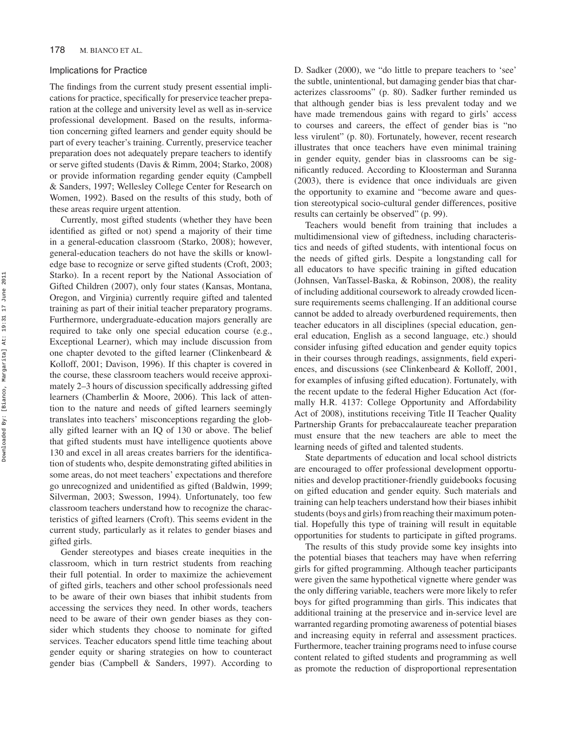## Implications for Practice

The findings from the current study present essential implications for practice, specifically for preservice teacher preparation at the college and university level as well as in-service professional development. Based on the results, information concerning gifted learners and gender equity should be part of every teacher's training. Currently, preservice teacher preparation does not adequately prepare teachers to identify or serve gifted students (Davis & Rimm, 2004; Starko, 2008) or provide information regarding gender equity (Campbell & Sanders, 1997; Wellesley College Center for Research on Women, 1992). Based on the results of this study, both of these areas require urgent attention.

Currently, most gifted students (whether they have been identified as gifted or not) spend a majority of their time in a general-education classroom (Starko, 2008); however, general-education teachers do not have the skills or knowledge base to recognize or serve gifted students (Croft, 2003; Starko). In a recent report by the National Association of Gifted Children (2007), only four states (Kansas, Montana, Oregon, and Virginia) currently require gifted and talented training as part of their initial teacher preparatory programs. Furthermore, undergraduate-education majors generally are required to take only one special education course (e.g., Exceptional Learner), which may include discussion from one chapter devoted to the gifted learner (Clinkenbeard & Kolloff, 2001; Davison, 1996). If this chapter is covered in the course, these classroom teachers would receive approximately 2–3 hours of discussion specifically addressing gifted learners (Chamberlin & Moore, 2006). This lack of attention to the nature and needs of gifted learners seemingly translates into teachers' misconceptions regarding the globally gifted learner with an IQ of 130 or above. The belief that gifted students must have intelligence quotients above 130 and excel in all areas creates barriers for the identification of students who, despite demonstrating gifted abilities in some areas, do not meet teachers' expectations and therefore go unrecognized and unidentified as gifted (Baldwin, 1999; Silverman, 2003; Swesson, 1994). Unfortunately, too few classroom teachers understand how to recognize the characteristics of gifted learners (Croft). This seems evident in the current study, particularly as it relates to gender biases and gifted girls.

Gender stereotypes and biases create inequities in the classroom, which in turn restrict students from reaching their full potential. In order to maximize the achievement of gifted girls, teachers and other school professionals need to be aware of their own biases that inhibit students from accessing the services they need. In other words, teachers need to be aware of their own gender biases as they consider which students they choose to nominate for gifted services. Teacher educators spend little time teaching about gender equity or sharing strategies on how to counteract gender bias (Campbell & Sanders, 1997). According to D. Sadker (2000), we "do little to prepare teachers to 'see' the subtle, unintentional, but damaging gender bias that characterizes classrooms" (p. 80). Sadker further reminded us that although gender bias is less prevalent today and we have made tremendous gains with regard to girls' access to courses and careers, the effect of gender bias is "no less virulent" (p. 80). Fortunately, however, recent research illustrates that once teachers have even minimal training in gender equity, gender bias in classrooms can be significantly reduced. According to Kloosterman and Suranna (2003), there is evidence that once individuals are given the opportunity to examine and "become aware and question stereotypical socio-cultural gender differences, positive results can certainly be observed" (p. 99).

Teachers would benefit from training that includes a multidimensional view of giftedness, including characteristics and needs of gifted students, with intentional focus on the needs of gifted girls. Despite a longstanding call for all educators to have specific training in gifted education (Johnsen, VanTassel-Baska, & Robinson, 2008), the reality of including additional coursework to already crowded licensure requirements seems challenging. If an additional course cannot be added to already overburdened requirements, then teacher educators in all disciplines (special education, general education, English as a second language, etc.) should consider infusing gifted education and gender equity topics in their courses through readings, assignments, field experiences, and discussions (see Clinkenbeard & Kolloff, 2001, for examples of infusing gifted education). Fortunately, with the recent update to the federal Higher Education Act (formally H.R. 4137: College Opportunity and Affordability Act of 2008), institutions receiving Title II Teacher Quality Partnership Grants for prebaccalaureate teacher preparation must ensure that the new teachers are able to meet the learning needs of gifted and talented students.

State departments of education and local school districts are encouraged to offer professional development opportunities and develop practitioner-friendly guidebooks focusing on gifted education and gender equity. Such materials and training can help teachers understand how their biases inhibit students (boys and girls) from reaching their maximum potential. Hopefully this type of training will result in equitable opportunities for students to participate in gifted programs.

The results of this study provide some key insights into the potential biases that teachers may have when referring girls for gifted programming. Although teacher participants were given the same hypothetical vignette where gender was the only differing variable, teachers were more likely to refer boys for gifted programming than girls. This indicates that additional training at the preservice and in-service level are warranted regarding promoting awareness of potential biases and increasing equity in referral and assessment practices. Furthermore, teacher training programs need to infuse course content related to gifted students and programming as well as promote the reduction of disproportional representation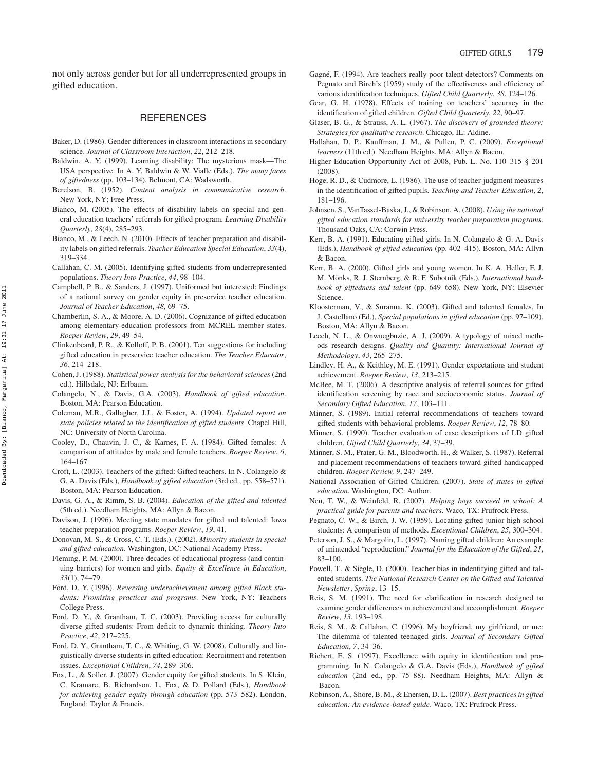not only across gender but for all underrepresented groups in gifted education.

## REFERENCES

Baker, D. (1986). Gender differences in classroom interactions in secondary science. *Journal of Classroom Interaction*, *22*, 212–218.

Baldwin, A. Y. (1999). Learning disability: The mysterious mask—The USA perspective. In A. Y. Baldwin & W. Vialle (Eds.), *The many faces of giftedness* (pp. 103–134). Belmont, CA: Wadsworth.

Berelson, B. (1952). *Content analysis in communicative research*. New York, NY: Free Press.

Bianco, M. (2005). The effects of disability labels on special and general education teachers' referrals for gifted program. *Learning Disability Quarterly*, *28*(4), 285–293.

Bianco, M., & Leech, N. (2010). Effects of teacher preparation and disability labels on gifted referrals. *Teacher Education Special Education*, *33*(4), 319–334.

Callahan, C. M. (2005). Identifying gifted students from underrepresented populations. *Theory Into Practice*, *44*, 98–104.

Campbell, P. B., & Sanders, J. (1997). Uniformed but interested: Findings of a national survey on gender equity in preservice teacher education. *Journal of Teacher Education*, *48*, 69–75.

Chamberlin, S. A., & Moore, A. D. (2006). Cognizance of gifted education among elementary-education professors from MCREL member states. *Roeper Review*, *29*, 49–54.

Clinkenbeard, P. R., & Kolloff, P. B. (2001). Ten suggestions for including gifted education in preservice teacher education. *The Teacher Educator*, *36*, 214–218.

Cohen, J. (1988). *Statistical power analysis for the behavioral sciences* (2nd ed.). Hillsdale, NJ: Erlbaum.

Colangelo, N., & Davis, G.A. (2003). *Handbook of gifted education*. Boston, MA: Pearson Education.

Coleman, M.R., Gallagher, J.J., & Foster, A. (1994). *Updated report on state policies related to the identification of gifted students*. Chapel Hill, NC: University of North Carolina.

Cooley, D., Chauvin, J. C., & Karnes, F. A. (1984). Gifted females: A comparison of attitudes by male and female teachers. *Roeper Review*, *6*, 164–167.

Croft, L. (2003). Teachers of the gifted: Gifted teachers. In N. Colangelo & G. A. Davis (Eds.), *Handbook of gifted education* (3rd ed., pp. 558–571). Boston, MA: Pearson Education.

Davis, G. A., & Rimm, S. B. (2004). *Education of the gifted and talented* (5th ed.). Needham Heights, MA: Allyn & Bacon.

Davison, J. (1996). Meeting state mandates for gifted and talented: Iowa teacher preparation programs. *Roeper Review*, *19*, 41.

Donovan, M. S., & Cross, C. T. (Eds.). (2002). *Minority students in special and gifted education*. Washington, DC: National Academy Press.

Fleming, P. M. (2000). Three decades of educational progress (and continuing barriers) for women and girls. *Equity & Excellence in Education*, *33*(1), 74–79.

Ford, D. Y. (1996). *Reversing underachievement among gifted Black students: Promising practices and programs*. New York, NY: Teachers College Press.

Ford, D. Y., & Grantham, T. C. (2003). Providing access for culturally diverse gifted students: From deficit to dynamic thinking. *Theory Into Practice*, *42*, 217–225.

Ford, D. Y., Grantham, T. C., & Whiting, G. W. (2008). Culturally and linguistically diverse students in gifted education: Recruitment and retention issues. *Exceptional Children*, *74*, 289–306.

Fox, L., & Soller, J. (2007). Gender equity for gifted students. In S. Klein, C. Kramare, B. Richardson, L. Fox, & D. Pollard (Eds.), *Handbook for achieving gender equity through education* (pp. 573–582). London, England: Taylor & Francis.

Gagné, F. (1994). Are teachers really poor talent detectors? Comments on Pegnato and Birch's (1959) study of the effectiveness and efficiency of various identification techniques. *Gifted Child Quarterly*, *38*, 124–126.

Gear, G. H. (1978). Effects of training on teachers' accuracy in the identification of gifted children. *Gifted Child Quarterly*, *22*, 90–97.

Glaser, B. G., & Strauss, A. L. (1967). *The discovery of grounded theory: Strategies for qualitative research*. Chicago, IL: Aldine.

Hallahan, D. P., Kauffman, J. M., & Pullen, P. C. (2009). *Exceptional learners* (11th ed.). Needham Heights, MA: Allyn & Bacon.

Higher Education Opportunity Act of 2008, Pub. L. No. 110–315 § 201 (2008).

Hoge, R. D., & Cudmore, L. (1986). The use of teacher-judgment measures in the identification of gifted pupils. *Teaching and Teacher Education*, *2*, 181–196.

Johnsen, S., VanTassel-Baska, J., & Robinson, A. (2008). *Using the national gifted education standards for university teacher preparation programs*. Thousand Oaks, CA: Corwin Press.

Kerr, B. A. (1991). Educating gifted girls. In N. Colangelo & G. A. Davis (Eds.), *Handbook of gifted education* (pp. 402–415). Boston, MA: Allyn & Bacon.

Kerr, B. A. (2000). Gifted girls and young women. In K. A. Heller, F. J. M. Mönks, R. J. Sternberg, & R. F. Subotnik (Eds.), *International handbook of giftedness and talent* (pp. 649–658). New York, NY: Elsevier Science.

Kloosterman, V., & Suranna, K. (2003). Gifted and talented females. In J. Castellano (Ed.), *Special populations in gifted education* (pp. 97–109). Boston, MA: Allyn & Bacon.

Leech, N. L., & Onwuegbuzie, A. J. (2009). A typology of mixed methods research designs. *Quality and Quantity: International Journal of Methodology*, *43*, 265–275.

Lindley, H. A., & Keithley, M. E. (1991). Gender expectations and student achievement. *Roeper Review*, *13*, 213–215.

McBee, M. T. (2006). A descriptive analysis of referral sources for gifted identification screening by race and socioeconomic status. *Journal of Secondary Gifted Education*, *17*, 103–111.

Minner, S. (1989). Initial referral recommendations of teachers toward gifted students with behavioral problems. *Roeper Review*, *12*, 78–80.

Minner, S. (1990). Teacher evaluation of case descriptions of LD gifted children. *Gifted Child Quarterly*, *34*, 37–39.

Minner, S. M., Prater, G. M., Bloodworth, H., & Walker, S. (1987). Referral and placement recommendations of teachers toward gifted handicapped children. *Roeper Review, 9*, 247–249.

National Association of Gifted Children. (2007). *State of states in gifted education*. Washington, DC: Author.

Neu, T. W., & Weinfeld, R. (2007). *Helping boys succeed in school: A practical guide for parents and teachers*. Waco, TX: Prufrock Press.

Pegnato, C. W., & Birch, J. W. (1959). Locating gifted junior high school students: A comparison of methods. *Exceptional Children*, *25*, 300–304.

Peterson, J. S., & Margolin, L. (1997). Naming gifted children: An example of unintended "reproduction." *Journal for the Education of the Gifted*, *21*, 83–100.

Powell, T., & Siegle, D. (2000). Teacher bias in indentifying gifted and talented students. *The National Research Center on the Gifted and Talented Newsletter*, *Spring*, 13–15.

Reis, S. M. (1991). The need for clarification in research designed to examine gender differences in achievement and accomplishment. *Roeper Review*, *13*, 193–198.

Reis, S. M., & Callahan, C. (1996). My boyfriend, my girlfriend, or me: The dilemma of talented teenaged girls. *Journal of Secondary Gifted Education*, *7*, 34–36.

Richert, E. S. (1997). Excellence with equity in identification and programming. In N. Colangelo & G.A. Davis (Eds.), *Handbook of gifted education* (2nd ed., pp. 75–88). Needham Heights, MA: Allyn & Bacon.

Robinson, A., Shore, B. M., & Enersen, D. L. (2007). *Best practices in gifted education: An evidence-based guide*. Waco, TX: Prufrock Press.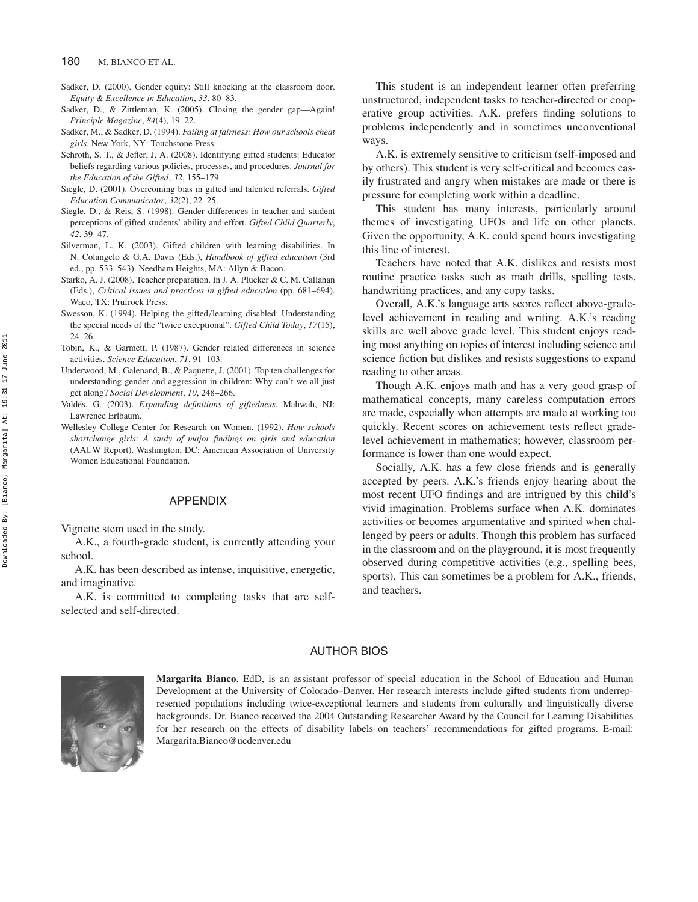Sadker, D. (2000). Gender equity: Still knocking at the classroom door. *Equity & Excellence in Education*, *33*, 80–83.

Sadker, D., & Zittleman, K. (2005). Closing the gender gap—Again! *Principle Magazine*, *84*(4), 19–22.

Sadker, M., & Sadker, D. (1994). *Failing at fairness: How our schools cheat girls*. New York, NY: Touchstone Press.

Schroth, S. T., & Jefler, J. A. (2008). Identifying gifted students: Educator beliefs regarding various policies, processes, and procedures. *Journal for the Education of the Gifted*, *32*, 155–179.

Siegle, D. (2001). Overcoming bias in gifted and talented referrals. *Gifted Education Communicator*, *32*(2), 22–25.

Siegle, D., & Reis, S. (1998). Gender differences in teacher and student perceptions of gifted students' ability and effort. *Gifted Child Quarterly*, *42*, 39–47.

Silverman, L. K. (2003). Gifted children with learning disabilities. In N. Colangelo & G.A. Davis (Eds.), *Handbook of gifted education* (3rd ed., pp. 533–543). Needham Heights, MA: Allyn & Bacon.

Starko, A. J. (2008). Teacher preparation. In J. A. Plucker & C. M. Callahan (Eds.), *Critical issues and practices in gifted education* (pp. 681–694). Waco, TX: Prufrock Press.

Swesson, K. (1994). Helping the gifted/learning disabled: Understanding the special needs of the "twice exceptional". *Gifted Child Today*, *17*(15), 24–26.

Tobin, K., & Garmett, P. (1987). Gender related differences in science activities. *Science Education*, *71*, 91–103.

Underwood, M., Galenand, B., & Paquette, J. (2001). Top ten challenges for understanding gender and aggression in children: Why can't we all just get along? *Social Development*, *10*, 248–266.

Valdés, G. (2003). *Expanding definitions of giftedness*. Mahwah, NJ: Lawrence Erlbaum.

Wellesley College Center for Research on Women. (1992). *How schools shortchange girls: A study of major findings on girls and education* (AAUW Report). Washington, DC: American Association of University Women Educational Foundation.

## APPENDIX

Vignette stem used in the study.

A.K., a fourth-grade student, is currently attending your school.

A.K. has been described as intense, inquisitive, energetic, and imaginative.

A.K. is committed to completing tasks that are self-selected and self-directed.

This student is an independent learner often preferring unstructured, independent tasks to teacher-directed or cooperative group activities. A.K. prefers finding solutions to problems independently and in sometimes unconventional ways.

A.K. is extremely sensitive to criticism (self-imposed and by others). This student is very self-critical and becomes easily frustrated and angry when mistakes are made or there is pressure for completing work within a deadline.

This student has many interests, particularly around themes of investigating UFOs and life on other planets. Given the opportunity, A.K. could spend hours investigating this line of interest.

Teachers have noted that A.K. dislikes and resists most routine practice tasks such as math drills, spelling tests, handwriting practices, and any copy tasks.

Overall, A.K.'s language arts scores reflect above-grade-level achievement in reading and writing. A.K.'s reading skills are well above grade level. This student enjoys reading most anything on topics of interest including science and science fiction but dislikes and resists suggestions to expand reading to other areas.

Though A.K. enjoys math and has a very good grasp of mathematical concepts, many careless computation errors are made, especially when attempts are made at working too quickly. Recent scores on achievement tests reflect grade-level achievement in mathematics; however, classroom performance is lower than one would expect.

Socially, A.K. has a few close friends and is generally accepted by peers. A.K.'s friends enjoy hearing about the most recent UFO findings and are intrigued by this child's vivid imagination. Problems surface when A.K. dominates activities or becomes argumentative and spirited when challenged by peers or adults. Though this problem has surfaced in the classroom and on the playground, it is most frequently observed during competitive activities (e.g., spelling bees, sports). This can sometimes be a problem for A.K., friends, and teachers.

## AUTHOR BIOS

**Margarita Bianco**, EdD, is an assistant professor of special education in the School of Education and Human Development at the University of Colorado–Denver. Her research interests include gifted students from underrepresented populations including twice-exceptional learners and students from culturally and linguistically diverse backgrounds. Dr. Bianco received the 2004 Outstanding Researcher Award by the Council for Learning Disabilities for her research on the effects of disability labels on teachers' recommendations for gifted programs. E-mail: Margarita.Bianco@ucdenver.edu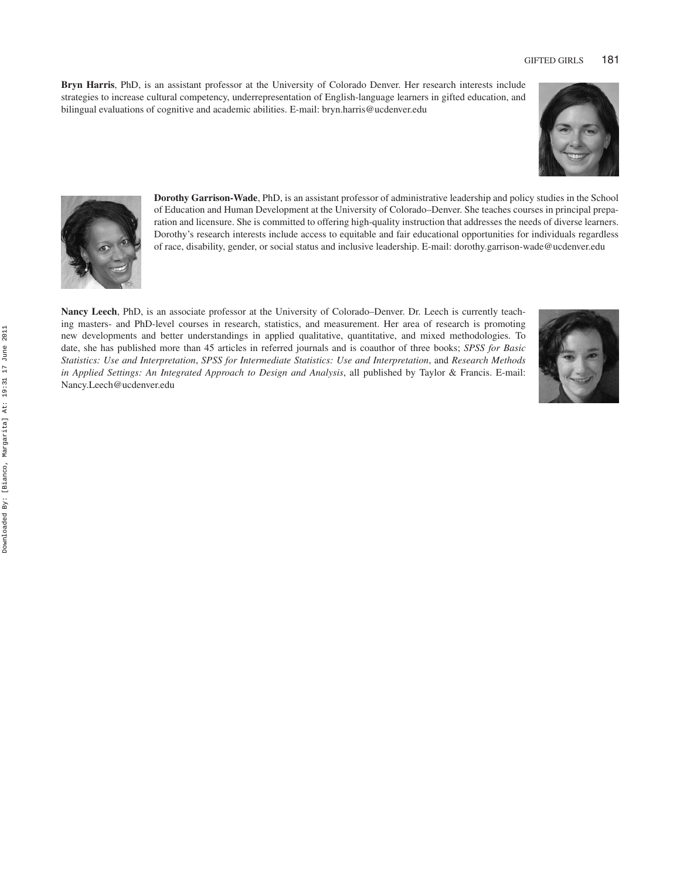**Bryn Harris**, PhD, is an assistant professor at the University of Colorado Denver. Her research interests include strategies to increase cultural competency, underrepresentation of English-language learners in gifted education, and bilingual evaluations of cognitive and academic abilities. E-mail: bryn.harris@ucdenver.edu

**Dorothy Garrison-Wade**, PhD, is an assistant professor of administrative leadership and policy studies in the School of Education and Human Development at the University of Colorado–Denver. She teaches courses in principal preparation and licensure. She is committed to offering high-quality instruction that addresses the needs of diverse learners. Dorothy's research interests include access to equitable and fair educational opportunities for individuals regardless of race, disability, gender, or social status and inclusive leadership. E-mail: dorothy.garrison-wade@ucdenver.edu

**Nancy Leech**, PhD, is an associate professor at the University of Colorado–Denver. Dr. Leech is currently teaching masters- and PhD-level courses in research, statistics, and measurement. Her area of research is promoting new developments and better understandings in applied qualitative, quantitative, and mixed methodologies. To date, she has published more than 45 articles in referred journals and is coauthor of three books; *SPSS for Basic Statistics: Use and Interpretation*, *SPSS for Intermediate Statistics: Use and Interpretation*, and *Research Methods in Applied Settings: An Integrated Approach to Design and Analysis*, all published by Taylor & Francis. E-mail: Nancy.Leech@ucdenver.edu